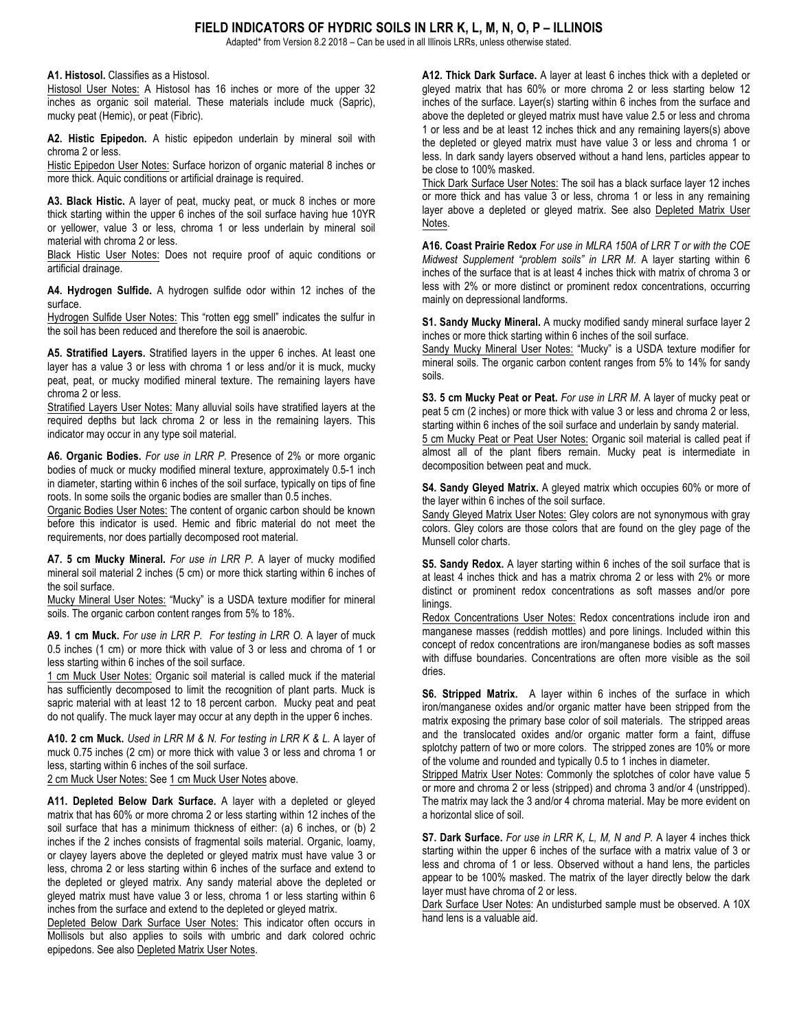# FIELD INDICATORS OF HYDRIC SOILS IN LRR K, L, M, N, O, P – ILLINOIS

Adapted* from Version 8.2 2018 – Can be used in all Illinois LRRs, unless otherwise stated.

**A1. Histosol.** Classifies as a Histosol.
Histosol User Notes: A Histosol has 16 inches or more of the upper 32 inches as organic soil material. These materials include muck (Sapric), mucky peat (Hemic), or peat (Fibric).

**A2. Histic Epipedon.** A histic epipedon underlain by mineral soil with chroma 2 or less.
Histic Epipedon User Notes: Surface horizon of organic material 8 inches or more thick. Aquic conditions or artificial drainage is required.

**A3. Black Histic.** A layer of peat, mucky peat, or muck 8 inches or more thick starting within the upper 6 inches of the soil surface having hue 10YR or yellower, value 3 or less, chroma 1 or less underlain by mineral soil material with chroma 2 or less.
Black Histic User Notes: Does not require proof of aquic conditions or artificial drainage.

**A4. Hydrogen Sulfide.** A hydrogen sulfide odor within 12 inches of the surface.
Hydrogen Sulfide User Notes: This "rotten egg smell" indicates the sulfur in the soil has been reduced and therefore the soil is anaerobic.

**A5. Stratified Layers.** Stratified layers in the upper 6 inches. At least one layer has a value 3 or less with chroma 1 or less and/or it is muck, mucky peat, peat, or mucky modified mineral texture. The remaining layers have chroma 2 or less.
Stratified Layers User Notes: Many alluvial soils have stratified layers at the required depths but lack chroma 2 or less in the remaining layers. This indicator may occur in any type soil material.

**A6. Organic Bodies.** *For use in LRR P.* Presence of 2% or more organic bodies of muck or mucky modified mineral texture, approximately 0.5-1 inch in diameter, starting within 6 inches of the soil surface, typically on tips of fine roots. In some soils the organic bodies are smaller than 0.5 inches.
Organic Bodies User Notes: The content of organic carbon should be known before this indicator is used. Hemic and fibric material do not meet the requirements, nor does partially decomposed root material.

**A7. 5 cm Mucky Mineral.** *For use in LRR P.* A layer of mucky modified mineral soil material 2 inches (5 cm) or more thick starting within 6 inches of the soil surface.
Mucky Mineral User Notes: "Mucky" is a USDA texture modifier for mineral soils. The organic carbon content ranges from 5% to 18%.

**A9. 1 cm Muck.** *For use in LRR P. For testing in LRR O.* A layer of muck 0.5 inches (1 cm) or more thick with value of 3 or less and chroma of 1 or less starting within 6 inches of the soil surface.
1 cm Muck User Notes: Organic soil material is called muck if the material has sufficiently decomposed to limit the recognition of plant parts. Muck is sapric material with at least 12 to 18 percent carbon. Mucky peat and peat do not qualify. The muck layer may occur at any depth in the upper 6 inches.

**A10. 2 cm Muck.** *Used in LRR M & N. For testing in LRR K & L.* A layer of muck 0.75 inches (2 cm) or more thick with value 3 or less and chroma 1 or less, starting within 6 inches of the soil surface.
2 cm Muck User Notes: See 1 cm Muck User Notes above.

**A11. Depleted Below Dark Surface.** A layer with a depleted or gleyed matrix that has 60% or more chroma 2 or less starting within 12 inches of the soil surface that has a minimum thickness of either: (a) 6 inches, or (b) 2 inches if the 2 inches consists of fragmental soils material. Organic, loamy, or clayey layers above the depleted or gleyed matrix must have value 3 or less, chroma 2 or less starting within 6 inches of the surface and extend to the depleted or gleyed matrix. Any sandy material above the depleted or gleyed matrix must have value 3 or less, chroma 1 or less starting within 6 inches from the surface and extend to the depleted or gleyed matrix.
Depleted Below Dark Surface User Notes: This indicator often occurs in Mollisols but also applies to soils with umbric and dark colored ochric epipedons. See also Depleted Matrix User Notes.

**A12. Thick Dark Surface.** A layer at least 6 inches thick with a depleted or gleyed matrix that has 60% or more chroma 2 or less starting below 12 inches of the surface. Layer(s) starting within 6 inches from the surface and above the depleted or gleyed matrix must have value 2.5 or less and chroma 1 or less and be at least 12 inches thick and any remaining layers(s) above the depleted or gleyed matrix must have value 3 or less and chroma 1 or less. In dark sandy layers observed without a hand lens, particles appear to be close to 100% masked.
Thick Dark Surface User Notes: The soil has a black surface layer 12 inches or more thick and has value 3 or less, chroma 1 or less in any remaining layer above a depleted or gleyed matrix. See also Depleted Matrix User Notes.

**A16. Coast Prairie Redox** *For use in MLRA 150A of LRR T or with the COE Midwest Supplement "problem soils" in LRR M.* A layer starting within 6 inches of the surface that is at least 4 inches thick with matrix of chroma 3 or less with 2% or more distinct or prominent redox concentrations, occurring mainly on depressional landforms.

**S1. Sandy Mucky Mineral.** A mucky modified sandy mineral surface layer 2 inches or more thick starting within 6 inches of the soil surface.
Sandy Mucky Mineral User Notes: "Mucky" is a USDA texture modifier for mineral soils. The organic carbon content ranges from 5% to 14% for sandy soils.

**S3. 5 cm Mucky Peat or Peat.** *For use in LRR M.* A layer of mucky peat or peat 5 cm (2 inches) or more thick with value 3 or less and chroma 2 or less, starting within 6 inches of the soil surface and underlain by sandy material.
5 cm Mucky Peat or Peat User Notes: Organic soil material is called peat if almost all of the plant fibers remain. Mucky peat is intermediate in decomposition between peat and muck.

**S4. Sandy Gleyed Matrix.** A gleyed matrix which occupies 60% or more of the layer within 6 inches of the soil surface.
Sandy Gleyed Matrix User Notes: Gley colors are not synonymous with gray colors. Gley colors are those colors that are found on the gley page of the Munsell color charts.

**S5. Sandy Redox.** A layer starting within 6 inches of the soil surface that is at least 4 inches thick and has a matrix chroma 2 or less with 2% or more distinct or prominent redox concentrations as soft masses and/or pore linings.
Redox Concentrations User Notes: Redox concentrations include iron and manganese masses (reddish mottles) and pore linings. Included within this concept of redox concentrations are iron/manganese bodies as soft masses with diffuse boundaries. Concentrations are often more visible as the soil dries.

**S6. Stripped Matrix.** A layer within 6 inches of the surface in which iron/manganese oxides and/or organic matter have been stripped from the matrix exposing the primary base color of soil materials. The stripped areas and the translocated oxides and/or organic matter form a faint, diffuse splotchy pattern of two or more colors. The stripped zones are 10% or more of the volume and rounded and typically 0.5 to 1 inches in diameter.
Stripped Matrix User Notes: Commonly the splotches of color have value 5 or more and chroma 2 or less (stripped) and chroma 3 and/or 4 (unstripped). The matrix may lack the 3 and/or 4 chroma material. May be more evident on a horizontal slice of soil.

**S7. Dark Surface.** *For use in LRR K, L, M, N and P.* A layer 4 inches thick starting within the upper 6 inches of the surface with a matrix value of 3 or less and chroma of 1 or less. Observed without a hand lens, the particles appear to be 100% masked. The matrix of the layer directly below the dark layer must have chroma of 2 or less.
Dark Surface User Notes: An undisturbed sample must be observed. A 10X hand lens is a valuable aid.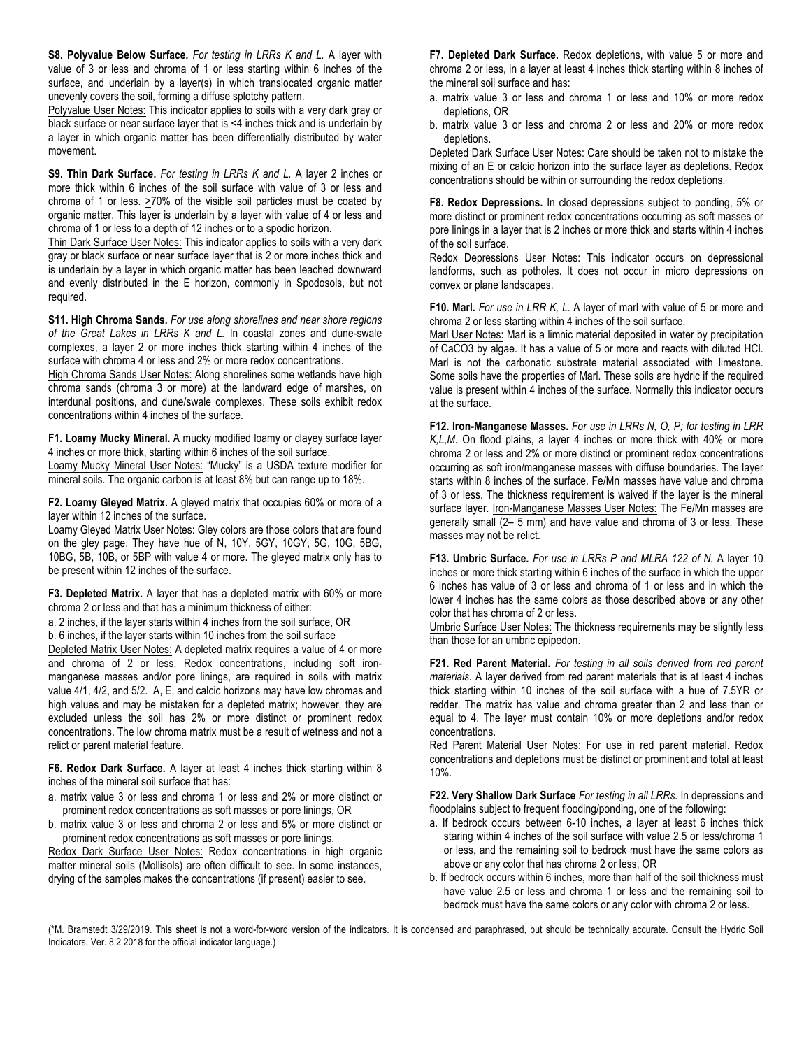**S8. Polyvalue Below Surface.** *For testing in LRRs K and L.* A layer with value of 3 or less and chroma of 1 or less starting within 6 inches of the surface, and underlain by a layer(s) in which translocated organic matter unevenly covers the soil, forming a diffuse splotchy pattern.

Polyvalue User Notes: This indicator applies to soils with a very dark gray or black surface or near surface layer that is <4 inches thick and is underlain by a layer in which organic matter has been differentially distributed by water movement.

**S9. Thin Dark Surface.** *For testing in LRRs K and L.* A layer 2 inches or more thick within 6 inches of the soil surface with value of 3 or less and chroma of 1 or less. >70% of the visible soil particles must be coated by organic matter. This layer is underlain by a layer with value of 4 or less and chroma of 1 or less to a depth of 12 inches or to a spodic horizon.

Thin Dark Surface User Notes: This indicator applies to soils with a very dark gray or black surface or near surface layer that is 2 or more inches thick and is underlain by a layer in which organic matter has been leached downward and evenly distributed in the E horizon, commonly in Spodosols, but not required.

**S11. High Chroma Sands.** *For use along shorelines and near shore regions of the Great Lakes in LRRs K and L.* In coastal zones and dune-swale complexes, a layer 2 or more inches thick starting within 4 inches of the surface with chroma 4 or less and 2% or more redox concentrations.

High Chroma Sands User Notes: Along shorelines some wetlands have high chroma sands (chroma 3 or more) at the landward edge of marshes, on interdunal positions, and dune/swale complexes. These soils exhibit redox concentrations within 4 inches of the surface.

**F1. Loamy Mucky Mineral.** A mucky modified loamy or clayey surface layer 4 inches or more thick, starting within 6 inches of the soil surface.

Loamy Mucky Mineral User Notes: "Mucky" is a USDA texture modifier for mineral soils. The organic carbon is at least 8% but can range up to 18%.

**F2. Loamy Gleyed Matrix.** A gleyed matrix that occupies 60% or more of a layer within 12 inches of the surface.

Loamy Gleyed Matrix User Notes: Gley colors are those colors that are found on the gley page. They have hue of N, 10Y, 5GY, 10GY, 5G, 10G, 5BG, 10BG, 5B, 10B, or 5BP with value 4 or more. The gleyed matrix only has to be present within 12 inches of the surface.

**F3. Depleted Matrix.** A layer that has a depleted matrix with 60% or more chroma 2 or less and that has a minimum thickness of either:

a. 2 inches, if the layer starts within 4 inches from the soil surface, OR

b. 6 inches, if the layer starts within 10 inches from the soil surface

Depleted Matrix User Notes: A depleted matrix requires a value of 4 or more and chroma of 2 or less. Redox concentrations, including soft iron-manganese masses and/or pore linings, are required in soils with matrix value 4/1, 4/2, and 5/2. A, E, and calcic horizons may have low chromas and high values and may be mistaken for a depleted matrix; however, they are excluded unless the soil has 2% or more distinct or prominent redox concentrations. The low chroma matrix must be a result of wetness and not a relict or parent material feature.

**F6. Redox Dark Surface.** A layer at least 4 inches thick starting within 8 inches of the mineral soil surface that has:

a. matrix value 3 or less and chroma 1 or less and 2% or more distinct or prominent redox concentrations as soft masses or pore linings, OR
b. matrix value 3 or less and chroma 2 or less and 5% or more distinct or prominent redox concentrations as soft masses or pore linings.

Redox Dark Surface User Notes: Redox concentrations in high organic matter mineral soils (Mollisols) are often difficult to see. In some instances, drying of the samples makes the concentrations (if present) easier to see.

**F7. Depleted Dark Surface.** Redox depletions, with value 5 or more and chroma 2 or less, in a layer at least 4 inches thick starting within 8 inches of the mineral soil surface and has:

a. matrix value 3 or less and chroma 1 or less and 10% or more redox depletions, OR
b. matrix value 3 or less and chroma 2 or less and 20% or more redox depletions.

Depleted Dark Surface User Notes: Care should be taken not to mistake the mixing of an E or calcic horizon into the surface layer as depletions. Redox concentrations should be within or surrounding the redox depletions.

**F8. Redox Depressions.** In closed depressions subject to ponding, 5% or more distinct or prominent redox concentrations occurring as soft masses or pore linings in a layer that is 2 inches or more thick and starts within 4 inches of the soil surface.

Redox Depressions User Notes: This indicator occurs on depressional landforms, such as potholes. It does not occur in micro depressions on convex or plane landscapes.

**F10. Marl.** *For use in LRR K, L.* A layer of marl with value of 5 or more and chroma 2 or less starting within 4 inches of the soil surface.

Marl User Notes: Marl is a limnic material deposited in water by precipitation of $CaCO_3$ by algae. It has a value of 5 or more and reacts with diluted HCl. Marl is not the carbonatic substrate material associated with limestone. Some soils have the properties of Marl. These soils are hydric if the required value is present within 4 inches of the surface. Normally this indicator occurs at the surface.

**F12. Iron-Manganese Masses.** *For use in LRRs N, O, P; for testing in LRR K,L,M.* On flood plains, a layer 4 inches or more thick with 40% or more chroma 2 or less and 2% or more distinct or prominent redox concentrations occurring as soft iron/manganese masses with diffuse boundaries. The layer starts within 8 inches of the surface. Fe/Mn masses have value and chroma of 3 or less. The thickness requirement is waived if the layer is the mineral surface layer. Iron-Manganese Masses User Notes: The Fe/Mn masses are generally small (2– 5 mm) and have value and chroma of 3 or less. These masses may not be relict.

**F13. Umbric Surface.** *For use in LRRs P and MLRA 122 of N.* A layer 10 inches or more thick starting within 6 inches of the surface in which the upper 6 inches has value of 3 or less and chroma of 1 or less and in which the lower 4 inches has the same colors as those described above or any other color that has chroma of 2 or less.

Umbric Surface User Notes: The thickness requirements may be slightly less than those for an umbric epipedon.

**F21. Red Parent Material.** *For testing in all soils derived from red parent materials.* A layer derived from red parent materials that is at least 4 inches thick starting within 10 inches of the soil surface with a hue of 7.5YR or redder. The matrix has value and chroma greater than 2 and less than or equal to 4. The layer must contain 10% or more depletions and/or redox concentrations.

Red Parent Material User Notes: For use in red parent material. Redox concentrations and depletions must be distinct or prominent and total at least 10%.

**F22. Very Shallow Dark Surface** *For testing in all LRRs.* In depressions and floodplains subject to frequent flooding/ponding, one of the following:

a. If bedrock occurs between 6-10 inches, a layer at least 6 inches thick staring within 4 inches of the soil surface with value 2.5 or less/chroma 1 or less, and the remaining soil to bedrock must have the same colors as above or any color that has chroma 2 or less, OR
b. If bedrock occurs within 6 inches, more than half of the soil thickness must have value 2.5 or less and chroma 1 or less and the remaining soil to bedrock must have the same colors or any color with chroma 2 or less.

(*M. Bramstedt 3/29/2019. This sheet is not a word-for-word version of the indicators. It is condensed and paraphrased, but should be technically accurate. Consult the Hydric Soil Indicators, Ver. 8.2 2018 for the official indicator language.)